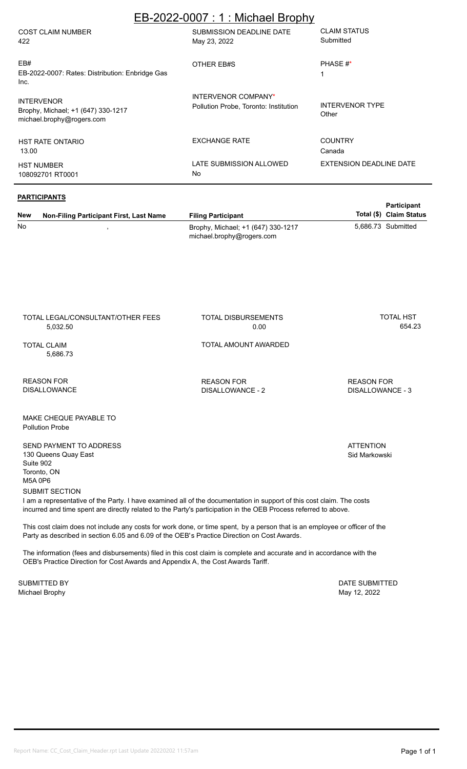# EB-2022-0007 : 1 : Michael Brophy

| COST CLAIM NUMBER | SUBMISSION DEADLINE DATE | CLAIM STATUS |
|---|---|---|
| 422 | May 23, 2022 | Submitted |
| **EB#** | **OTHER EB#S** | **PHASE #*** |
| EB-2022-0007: Rates: Distribution: Enbridge Gas Inc. | | 1 |
| **INTERVENOR** | **INTERVENOR COMPANY*** | **INTERVENOR TYPE** |
| Brophy, Michael; +1 (647) 330-1217 michael.brophy@rogers.com | Pollution Probe, Toronto: Institution | Other |
| **HST RATE ONTARIO** | **EXCHANGE RATE** | **COUNTRY** |
| 13.00 | | Canada |
| **HST NUMBER** | **LATE SUBMISSION ALLOWED** | **EXTENSION DEADLINE DATE** |
| 108092701 RT0001 | No | |

## PARTICIPANTS

| New | Non-Filing Participant First, Last Name | Filing Participant | Participant Total ($) | Claim Status |
|---|---|---|---|---|
| No | , | Brophy, Michael; +1 (647) 330-1217 michael.brophy@rogers.com | 5,686.73 | Submitted |

| TOTAL LEGAL/CONSULTANT/OTHER FEES | TOTAL DISBURSEMENTS | TOTAL HST |
|---|---|---|
| 5,032.50 | 0.00 | 654.23 |
| **TOTAL CLAIM** | **TOTAL AMOUNT AWARDED** | |
| 5,686.73 | | |
| **REASON FOR DISALLOWANCE** | **REASON FOR DISALLOWANCE - 2** | **REASON FOR DISALLOWANCE - 3** |

MAKE CHEQUE PAYABLE TO
Pollution Probe

SEND PAYMENT TO ADDRESS
130 Queens Quay East
Suite 902
Toronto, ON
M5A 0P6

ATTENTION
Sid Markowski

SUBMIT SECTION

I am a representative of the Party. I have examined all of the documentation in support of this cost claim. The costs incurred and time spent are directly related to the Party's participation in the OEB Process referred to above.

This cost claim does not include any costs for work done, or time spent, by a person that is an employee or officer of the Party as described in section 6.05 and 6.09 of the OEB's Practice Direction on Cost Awards.

The information (fees and disbursements) filed in this cost claim is complete and accurate and in accordance with the OEB's Practice Direction for Cost Awards and Appendix A, the Cost Awards Tariff.

SUBMITTED BY
Michael Brophy

DATE SUBMITTED
May 12, 2022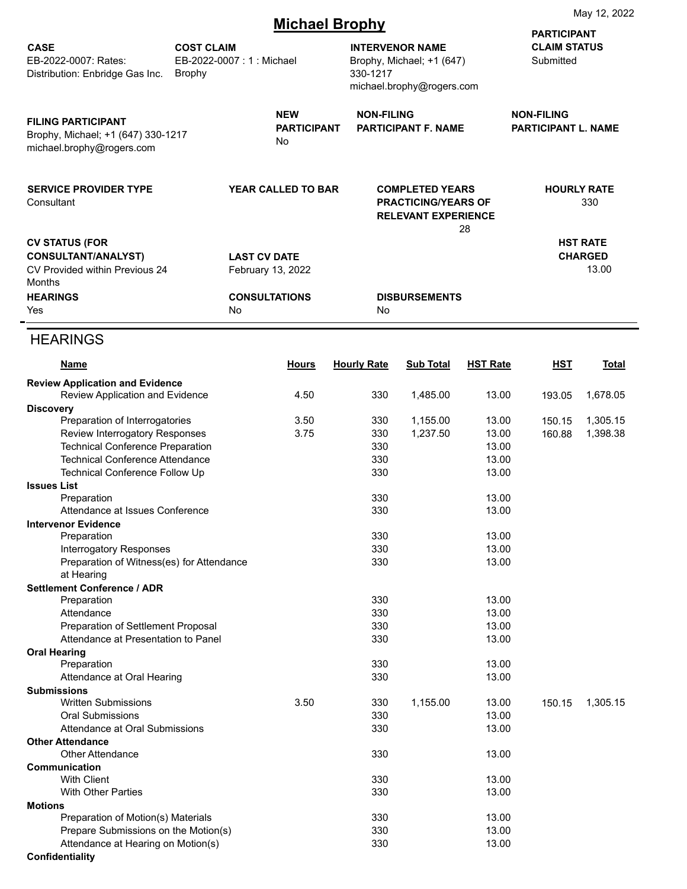May 12, 2022

# Michael Brophy

| CASE | COST CLAIM | INTERVENOR NAME | PARTICIPANT CLAIM STATUS |
|---|---|---|---|
| EB-2022-0007: Rates: Distribution: Enbridge Gas Inc. | EB-2022-0007 : 1 : Michael Brophy | Brophy, Michael; +1 (647) 330-1217 michael.brophy@rogers.com | Submitted |

| FILING PARTICIPANT | NEW PARTICIPANT | NON-FILING PARTICIPANT F. NAME | NON-FILING PARTICIPANT L. NAME |
|---|---|---|---|
| Brophy, Michael; +1 (647) 330-1217 michael.brophy@rogers.com | No | | |

| SERVICE PROVIDER TYPE | YEAR CALLED TO BAR | COMPLETED YEARS PRACTICING/YEARS OF RELEVANT EXPERIENCE | HOURLY RATE |
|---|---|---|---|
| Consultant | | 28 | 330 |

| CV STATUS (FOR CONSULTANT/ANALYST) | LAST CV DATE | | HST RATE CHARGED |
|---|---|---|---|
| CV Provided within Previous 24 Months | February 13, 2022 | | 13.00 |

| HEARINGS | CONSULTATIONS | DISBURSEMENTS |
|---|---|---|
| Yes | No | No |

## HEARINGS

| Name | Hours | Hourly Rate | Sub Total | HST Rate | HST | Total |
|---|---|---|---|---|---|---|
| **Review Application and Evidence** | | | | | | |
| Review Application and Evidence | 4.50 | 330 | 1,485.00 | 13.00 | 193.05 | 1,678.05 |
| **Discovery** | | | | | | |
| Preparation of Interrogatories | 3.50 | 330 | 1,155.00 | 13.00 | 150.15 | 1,305.15 |
| Review Interrogatory Responses | 3.75 | 330 | 1,237.50 | 13.00 | 160.88 | 1,398.38 |
| Technical Conference Preparation | | 330 | | 13.00 | | |
| Technical Conference Attendance | | 330 | | 13.00 | | |
| Technical Conference Follow Up | | 330 | | 13.00 | | |
| **Issues List** | | | | | | |
| Preparation | | 330 | | 13.00 | | |
| Attendance at Issues Conference | | 330 | | 13.00 | | |
| **Intervenor Evidence** | | | | | | |
| Preparation | | 330 | | 13.00 | | |
| Interrogatory Responses | | 330 | | 13.00 | | |
| Preparation of Witness(es) for Attendance at Hearing | | 330 | | 13.00 | | |
| **Settlement Conference / ADR** | | | | | | |
| Preparation | | 330 | | 13.00 | | |
| Attendance | | 330 | | 13.00 | | |
| Preparation of Settlement Proposal | | 330 | | 13.00 | | |
| Attendance at Presentation to Panel | | 330 | | 13.00 | | |
| **Oral Hearing** | | | | | | |
| Preparation | | 330 | | 13.00 | | |
| Attendance at Oral Hearing | | 330 | | 13.00 | | |
| **Submissions** | | | | | | |
| Written Submissions | 3.50 | 330 | 1,155.00 | 13.00 | 150.15 | 1,305.15 |
| Oral Submissions | | 330 | | 13.00 | | |
| Attendance at Oral Submissions | | 330 | | 13.00 | | |
| **Other Attendance** | | | | | | |
| Other Attendance | | 330 | | 13.00 | | |
| **Communication** | | | | | | |
| With Client | | 330 | | 13.00 | | |
| With Other Parties | | 330 | | 13.00 | | |
| **Motions** | | | | | | |
| Preparation of Motion(s) Materials | | 330 | | 13.00 | | |
| Prepare Submissions on the Motion(s) | | 330 | | 13.00 | | |
| Attendance at Hearing on Motion(s) | | 330 | | 13.00 | | |
| **Confidentiality** | | | | | | |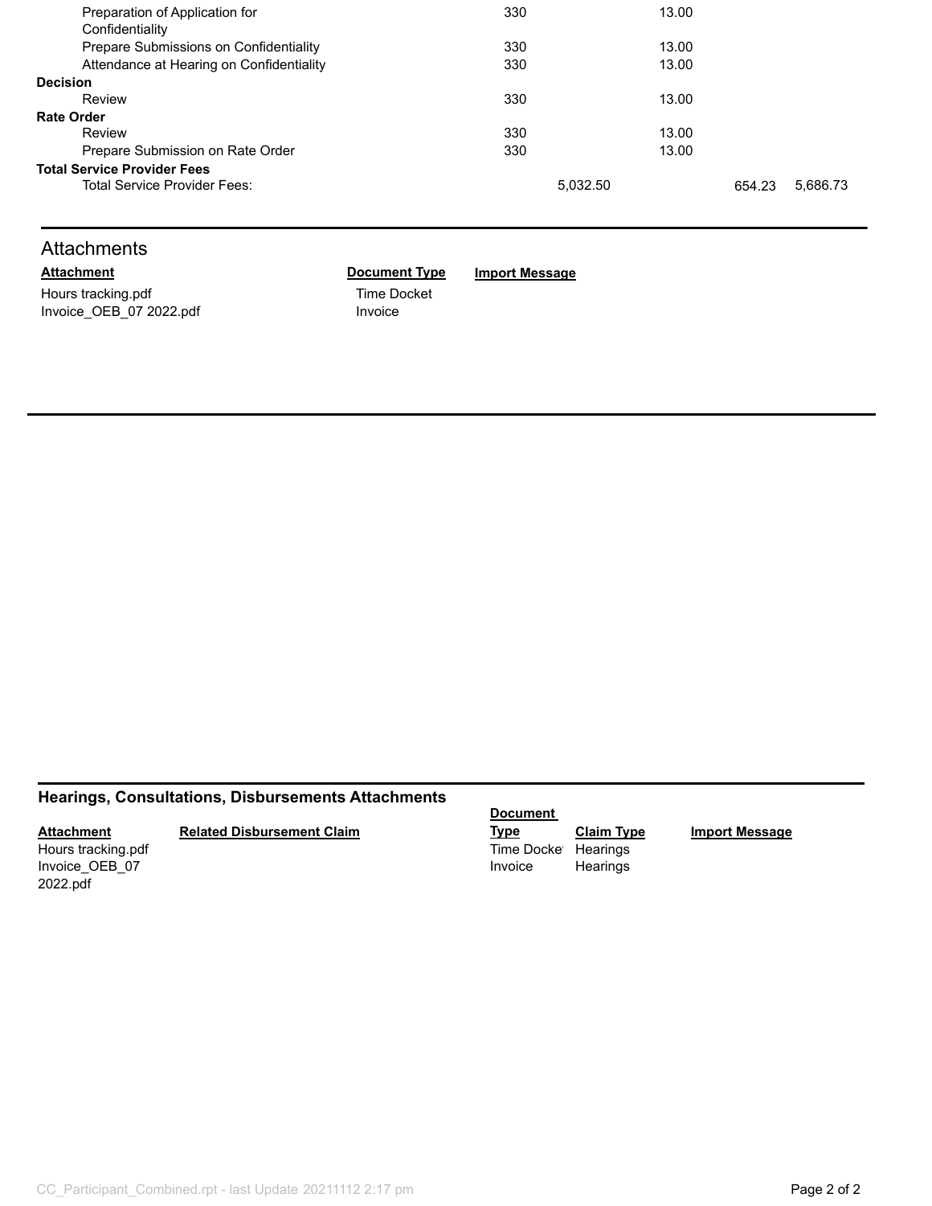| | | | | |
|---|---|---|---|---|
| Preparation of Application for Confidentiality | 330 | | 13.00 | | |
| Prepare Submissions on Confidentiality | 330 | | 13.00 | | |
| Attendance at Hearing on Confidentiality | 330 | | 13.00 | | |
| **Decision** | | | | | |
| Review | 330 | | 13.00 | | |
| **Rate Order** | | | | | |
| Review | 330 | | 13.00 | | |
| Prepare Submission on Rate Order | 330 | | 13.00 | | |
| **Total Service Provider Fees** | | | | | |
| Total Service Provider Fees: | | 5,032.50 | | 654.23 | 5,686.73 |

## Attachments

| Attachment | Document Type | Import Message |
|---|---|---|
| Hours tracking.pdf | Time Docket | |
| Invoice_OEB_07 2022.pdf | Invoice | |

## Hearings, Consultations, Disbursements Attachments

| Attachment | Related Disbursement Claim | Document Type | Claim Type | Import Message |
|---|---|---|---|---|
| Hours tracking.pdf | | Time Docket | Hearings | |
| Invoice_OEB_07 2022.pdf | | Invoice | Hearings | |

CC_Participant_Combined.rpt - last Update 20211112 2:17 pm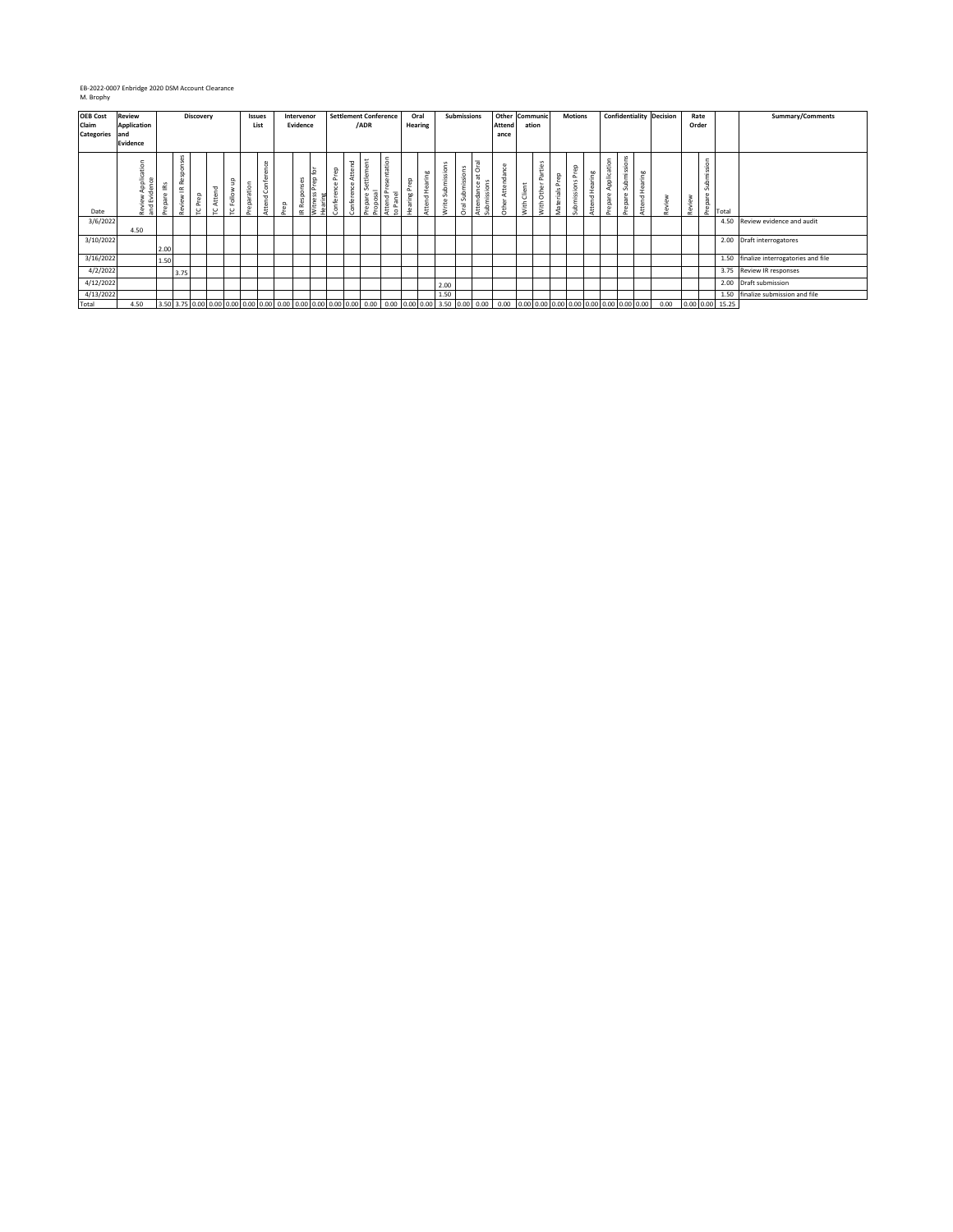EB-2022-0007 Enbridge 2020 DSM Account Clearance
M. Brophy

| OEB Cost Claim Categories | Review Application and Evidence | Discovery | | | | | Issues List | | Intervenor Evidence | | | Settlement Conference /ADR | | | | Oral Hearing | | Submissions | | | Other Attendance | Communication | | Motions | | | Confidentiality | | | Decision | Rate Order | | | Summary/Comments |
|---|---|---|---|---|---|---|---|---|---|---|---|---|---|---|---|---|---|---|---|---|---|---|---|---|---|---|---|---|---|---|---|---|---|---|
| Date | Review Application and Evidence | Prepare IRs | Review IR Responses | TC Prep | TC Attend | TC Follow up | Preparation | Attend Conference | Prep | IR Responses | Witness Prep for Hearing | Conference Prep | Conference Attend | Prepare Settlement Proposal | Attend Presentation to Panel | Hearing Prep | Attend Hearing | Write Submissions | Oral Submissions | Attendance at Oral Submissions | Other Attendance | With Client | With Other Parties | Materials Prep | Submissions Prep | Attend Hearing | Prepare Application | Prepare Submissions | Attend Hearing | Review | Review | Prepare Submission | Total | |
| 3/6/2022 | 4.50 | | | | | | | | | | | | | | | | | | | | | | | | | | | | | | | | 4.50 | Review evidence and audit |
| 3/10/2022 | | 2.00 | | | | | | | | | | | | | | | | | | | | | | | | | | | | | | | 2.00 | Draft interrogatores |
| 3/16/2022 | | 1.50 | | | | | | | | | | | | | | | | | | | | | | | | | | | | | | | 1.50 | finalize interrogatories and file |
| 4/2/2022 | | | 3.75 | | | | | | | | | | | | | | | | | | | | | | | | | | | | | | 3.75 | Review IR responses |
| 4/12/2022 | | | | | | | | | | | | | | | | | | 2.00 | | | | | | | | | | | | | | | 2.00 | Draft submission |
| 4/13/2022 | | | | | | | | | | | | | | | | | | 1.50 | | | | | | | | | | | | | | | 1.50 | finalize submission and file |
| Total | 4.50 | 3.50 | 3.75 | 0.00 | 0.00 | 0.00 | 0.00 | 0.00 | 0.00 | 0.00 | 0.00 | 0.00 | 0.00 | 0.00 | 0.00 | 0.00 | 0.00 | 3.50 | 0.00 | 0.00 | 0.00 | 0.00 | 0.00 | 0.00 | 0.00 | 0.00 | 0.00 | 0.00 | 0.00 | 0.00 | 0.00 | 0.00 | 15.25 | |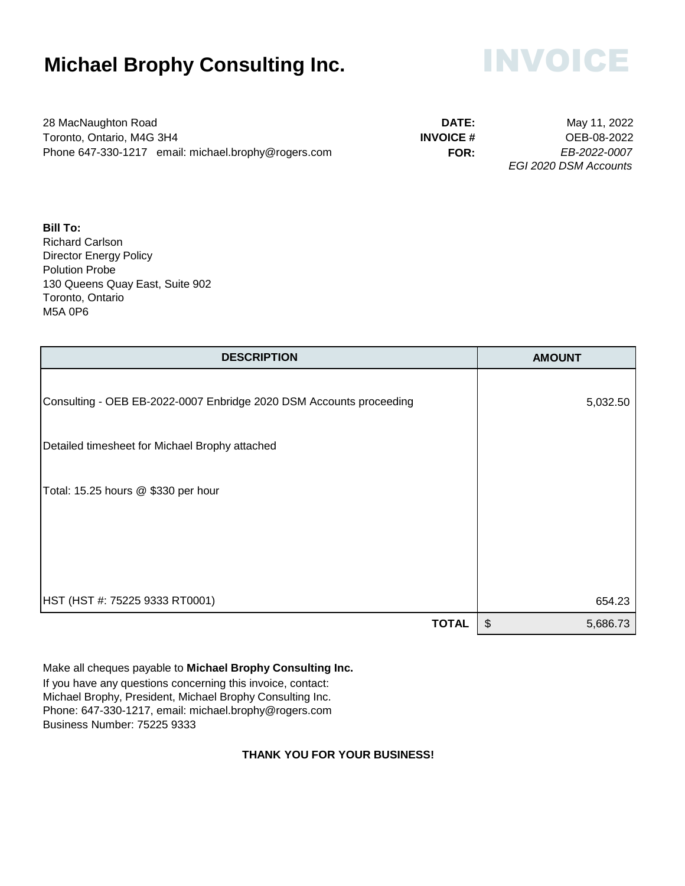# Michael Brophy Consulting Inc.

# INVOICE

28 MacNaughton Road
Toronto, Ontario, M4G 3H4
Phone 647-330-1217   email: michael.brophy@rogers.com

**DATE:** May 11, 2022
**INVOICE #** OEB-08-2022
**FOR:** *EB-2022-0007*
*EGI 2020 DSM Accounts*

**Bill To:**
Richard Carlson
Director Energy Policy
Polution Probe
130 Queens Quay East, Suite 902
Toronto, Ontario
M5A 0P6

| DESCRIPTION | AMOUNT |
|---|---|
| Consulting - OEB EB-2022-0007 Enbridge 2020 DSM Accounts proceeding | 5,032.50 |
| Detailed timesheet for Michael Brophy attached | |
| Total: 15.25 hours @ $330 per hour | |
| HST (HST #: 75225 9333 RT0001) | 654.23 |
| **TOTAL** | $ 5,686.73 |

Make all cheques payable to **Michael Brophy Consulting Inc.**
If you have any questions concerning this invoice, contact:
Michael Brophy, President, Michael Brophy Consulting Inc.
Phone: 647-330-1217, email: michael.brophy@rogers.com
Business Number: 75225 9333

**THANK YOU FOR YOUR BUSINESS!**